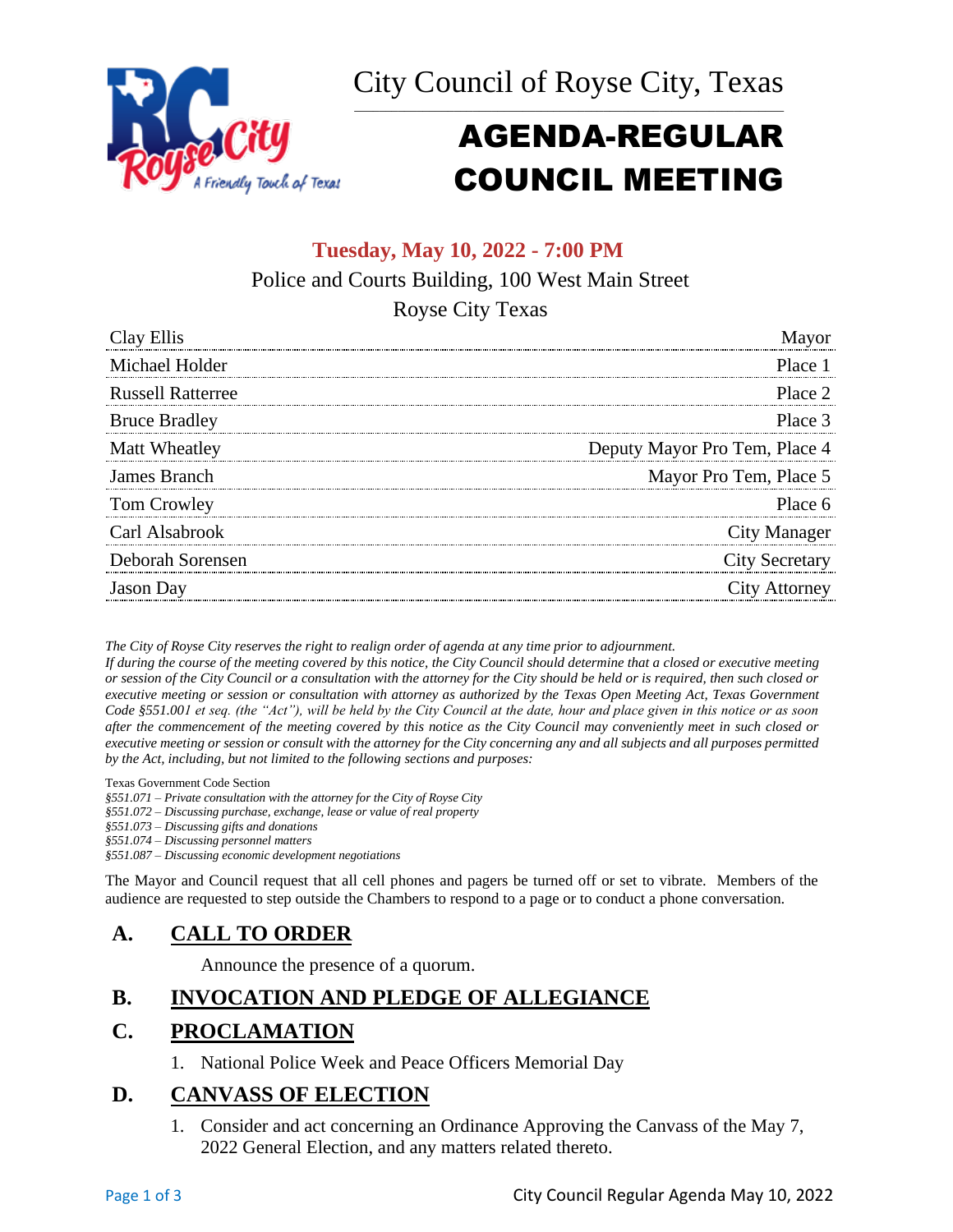# City Council of Royse City, Texas

# AGENDA-REGULAR COUNCIL MEETING

**Tuesday, May 10, 2022 - 7:00 PM**

Police and Courts Building, 100 West Main Street

Royse City Texas

| | |
|---|---|
| Clay Ellis | Mayor |
| Michael Holder | Place 1 |
| Russell Ratterree | Place 2 |
| Bruce Bradley | Place 3 |
| Matt Wheatley | Deputy Mayor Pro Tem, Place 4 |
| James Branch | Mayor Pro Tem, Place 5 |
| Tom Crowley | Place 6 |
| Carl Alsabrook | City Manager |
| Deborah Sorensen | City Secretary |
| Jason Day | City Attorney |

*The City of Royse City reserves the right to realign order of agenda at any time prior to adjournment.*

*If during the course of the meeting covered by this notice, the City Council should determine that a closed or executive meeting or session of the City Council or a consultation with the attorney for the City should be held or is required, then such closed or executive meeting or session or consultation with attorney as authorized by the Texas Open Meeting Act, Texas Government Code §551.001 et seq. (the "Act"), will be held by the City Council at the date, hour and place given in this notice or as soon after the commencement of the meeting covered by this notice as the City Council may conveniently meet in such closed or executive meeting or session or consult with the attorney for the City concerning any and all subjects and all purposes permitted by the Act, including, but not limited to the following sections and purposes:*

Texas Government Code Section

*§551.071 – Private consultation with the attorney for the City of Royse City*
*§551.072 – Discussing purchase, exchange, lease or value of real property*
*§551.073 – Discussing gifts and donations*
*§551.074 – Discussing personnel matters*
*§551.087 – Discussing economic development negotiations*

The Mayor and Council request that all cell phones and pagers be turned off or set to vibrate. Members of the audience are requested to step outside the Chambers to respond to a page or to conduct a phone conversation.

## A. CALL TO ORDER

Announce the presence of a quorum.

## B. INVOCATION AND PLEDGE OF ALLEGIANCE

## C. PROCLAMATION

1. National Police Week and Peace Officers Memorial Day

## D. CANVASS OF ELECTION

1. Consider and act concerning an Ordinance Approving the Canvass of the May 7, 2022 General Election, and any matters related thereto.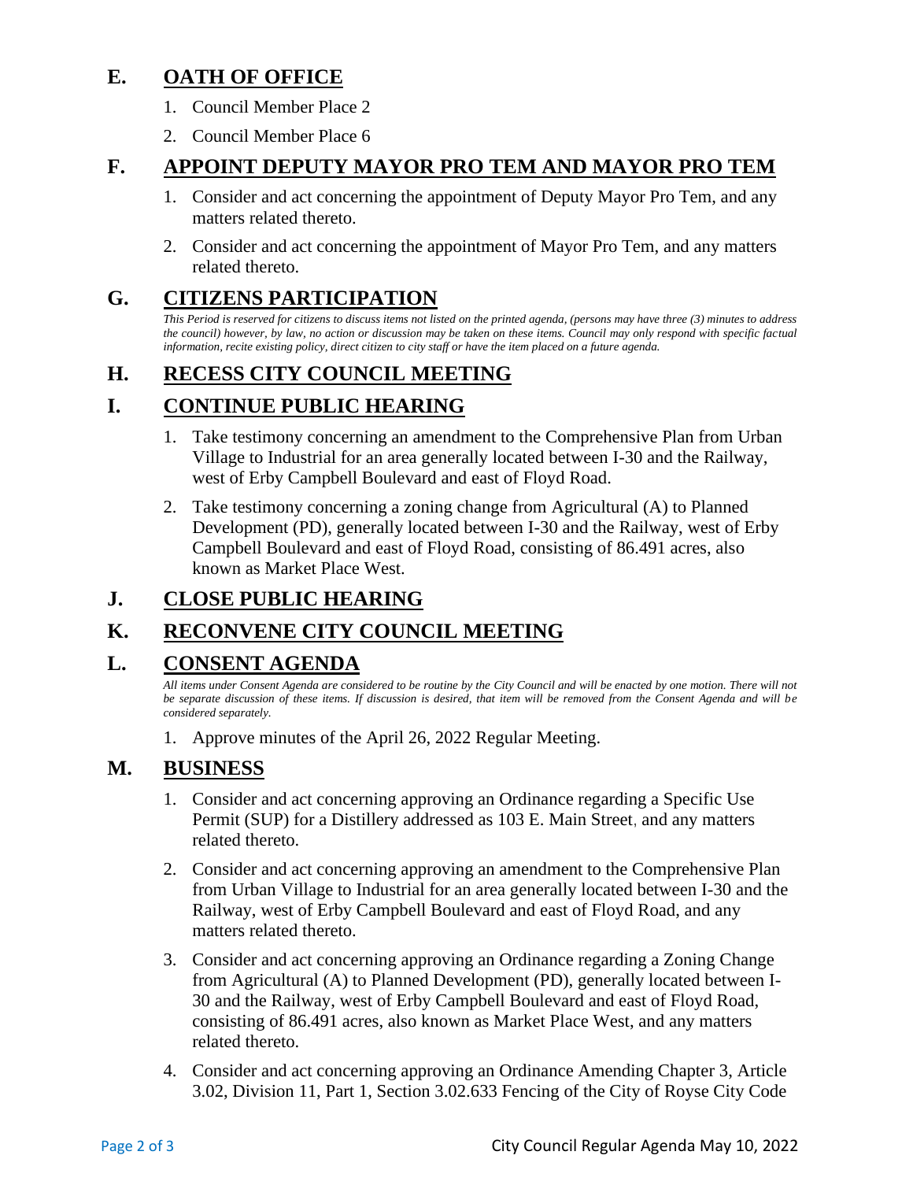## E. OATH OF OFFICE

1. Council Member Place 2
2. Council Member Place 6

## F. APPOINT DEPUTY MAYOR PRO TEM AND MAYOR PRO TEM

1. Consider and act concerning the appointment of Deputy Mayor Pro Tem, and any matters related thereto.
2. Consider and act concerning the appointment of Mayor Pro Tem, and any matters related thereto.

## G. CITIZENS PARTICIPATION

*This Period is reserved for citizens to discuss items not listed on the printed agenda, (persons may have three (3) minutes to address the council) however, by law, no action or discussion may be taken on these items. Council may only respond with specific factual information, recite existing policy, direct citizen to city staff or have the item placed on a future agenda.*

## H. RECESS CITY COUNCIL MEETING

## I. CONTINUE PUBLIC HEARING

1. Take testimony concerning an amendment to the Comprehensive Plan from Urban Village to Industrial for an area generally located between I-30 and the Railway, west of Erby Campbell Boulevard and east of Floyd Road.
2. Take testimony concerning a zoning change from Agricultural (A) to Planned Development (PD), generally located between I-30 and the Railway, west of Erby Campbell Boulevard and east of Floyd Road, consisting of 86.491 acres, also known as Market Place West.

## J. CLOSE PUBLIC HEARING

## K. RECONVENE CITY COUNCIL MEETING

## L. CONSENT AGENDA

*All items under Consent Agenda are considered to be routine by the City Council and will be enacted by one motion. There will not be separate discussion of these items. If discussion is desired, that item will be removed from the Consent Agenda and will be considered separately.*

1. Approve minutes of the April 26, 2022 Regular Meeting.

## M. BUSINESS

1. Consider and act concerning approving an Ordinance regarding a Specific Use Permit (SUP) for a Distillery addressed as 103 E. Main Street, and any matters related thereto.
2. Consider and act concerning approving an amendment to the Comprehensive Plan from Urban Village to Industrial for an area generally located between I-30 and the Railway, west of Erby Campbell Boulevard and east of Floyd Road, and any matters related thereto.
3. Consider and act concerning approving an Ordinance regarding a Zoning Change from Agricultural (A) to Planned Development (PD), generally located between I-30 and the Railway, west of Erby Campbell Boulevard and east of Floyd Road, consisting of 86.491 acres, also known as Market Place West, and any matters related thereto.
4. Consider and act concerning approving an Ordinance Amending Chapter 3, Article 3.02, Division 11, Part 1, Section 3.02.633 Fencing of the City of Royse City Code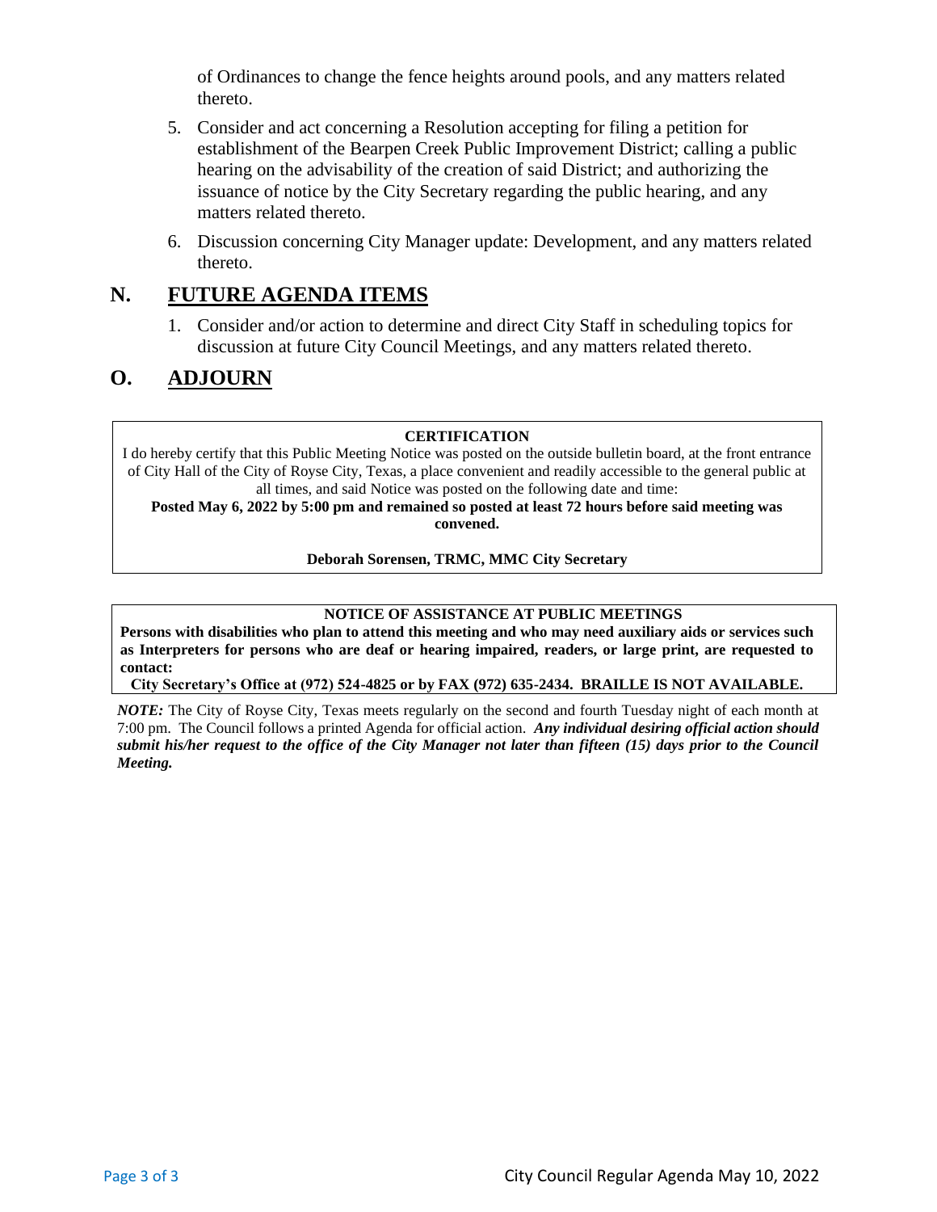of Ordinances to change the fence heights around pools, and any matters related thereto.

5. Consider and act concerning a Resolution accepting for filing a petition for establishment of the Bearpen Creek Public Improvement District; calling a public hearing on the advisability of the creation of said District; and authorizing the issuance of notice by the City Secretary regarding the public hearing, and any matters related thereto.
6. Discussion concerning City Manager update: Development, and any matters related thereto.

## N. FUTURE AGENDA ITEMS

1. Consider and/or action to determine and direct City Staff in scheduling topics for discussion at future City Council Meetings, and any matters related thereto.

## O. ADJOURN

**CERTIFICATION**

I do hereby certify that this Public Meeting Notice was posted on the outside bulletin board, at the front entrance of City Hall of the City of Royse City, Texas, a place convenient and readily accessible to the general public at all times, and said Notice was posted on the following date and time:

**Posted May 6, 2022 by 5:00 pm and remained so posted at least 72 hours before said meeting was convened.**

**Deborah Sorensen, TRMC, MMC City Secretary**

**NOTICE OF ASSISTANCE AT PUBLIC MEETINGS**

**Persons with disabilities who plan to attend this meeting and who may need auxiliary aids or services such as Interpreters for persons who are deaf or hearing impaired, readers, or large print, are requested to contact:**

**City Secretary's Office at (972) 524-4825 or by FAX (972) 635-2434. BRAILLE IS NOT AVAILABLE.**

***NOTE:*** The City of Royse City, Texas meets regularly on the second and fourth Tuesday night of each month at 7:00 pm. The Council follows a printed Agenda for official action. ***Any individual desiring official action should submit his/her request to the office of the City Manager not later than fifteen (15) days prior to the Council Meeting.***